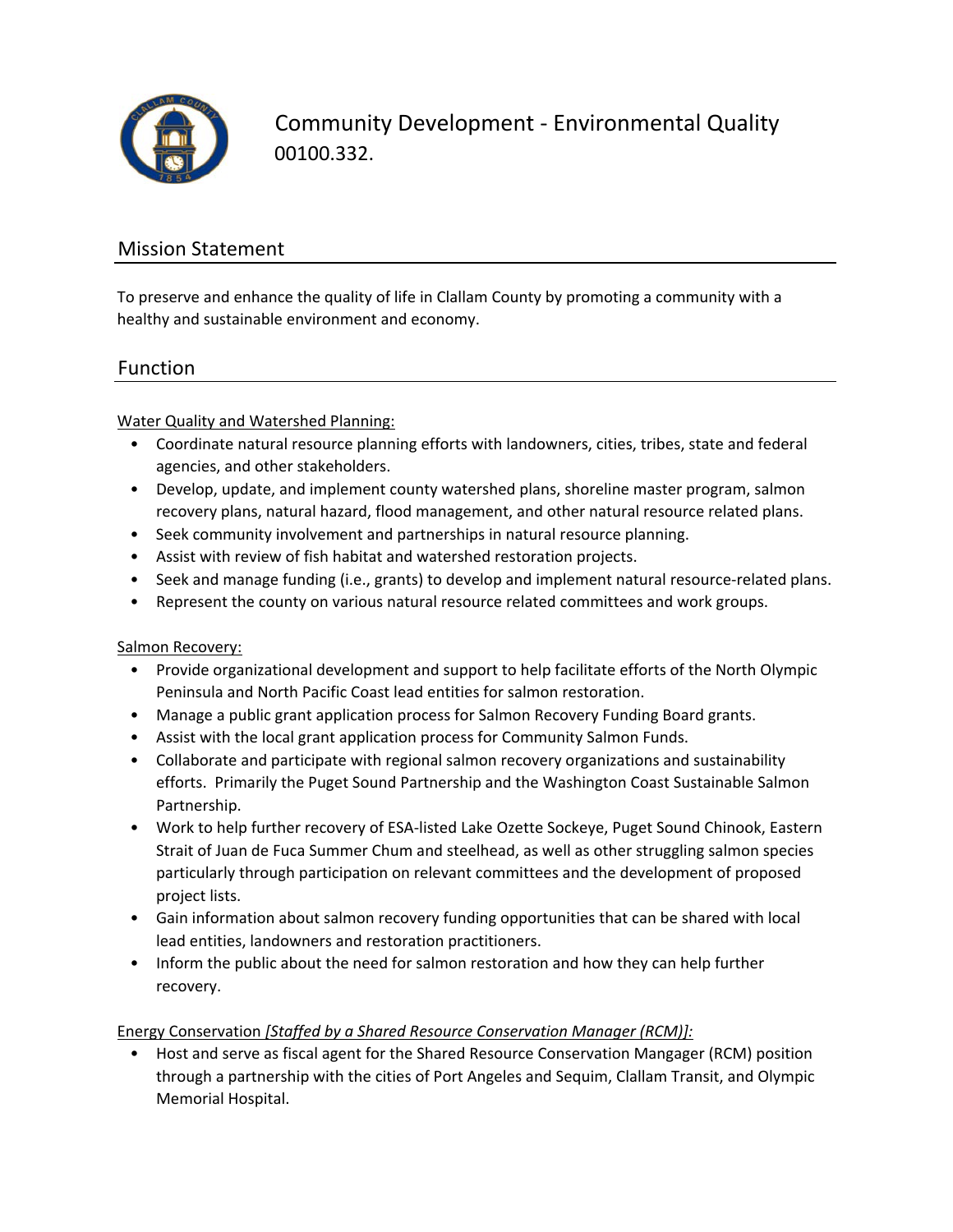# Community Development - Environmental Quality

00100.332.

## Mission Statement

To preserve and enhance the quality of life in Clallam County by promoting a community with a healthy and sustainable environment and economy.

## Function

<u>Water Quality and Watershed Planning:</u>

- Coordinate natural resource planning efforts with landowners, cities, tribes, state and federal agencies, and other stakeholders.
- Develop, update, and implement county watershed plans, shoreline master program, salmon recovery plans, natural hazard, flood management, and other natural resource related plans.
- Seek community involvement and partnerships in natural resource planning.
- Assist with review of fish habitat and watershed restoration projects.
- Seek and manage funding (i.e., grants) to develop and implement natural resource-related plans.
- Represent the county on various natural resource related committees and work groups.

<u>Salmon Recovery:</u>

- Provide organizational development and support to help facilitate efforts of the North Olympic Peninsula and North Pacific Coast lead entities for salmon restoration.
- Manage a public grant application process for Salmon Recovery Funding Board grants.
- Assist with the local grant application process for Community Salmon Funds.
- Collaborate and participate with regional salmon recovery organizations and sustainability efforts. Primarily the Puget Sound Partnership and the Washington Coast Sustainable Salmon Partnership.
- Work to help further recovery of ESA-listed Lake Ozette Sockeye, Puget Sound Chinook, Eastern Strait of Juan de Fuca Summer Chum and steelhead, as well as other struggling salmon species particularly through participation on relevant committees and the development of proposed project lists.
- Gain information about salmon recovery funding opportunities that can be shared with local lead entities, landowners and restoration practitioners.
- Inform the public about the need for salmon restoration and how they can help further recovery.

<u>Energy Conservation *[Staffed by a Shared Resource Conservation Manager (RCM)]:*</u>

- Host and serve as fiscal agent for the Shared Resource Conservation Mangager (RCM) position through a partnership with the cities of Port Angeles and Sequim, Clallam Transit, and Olympic Memorial Hospital.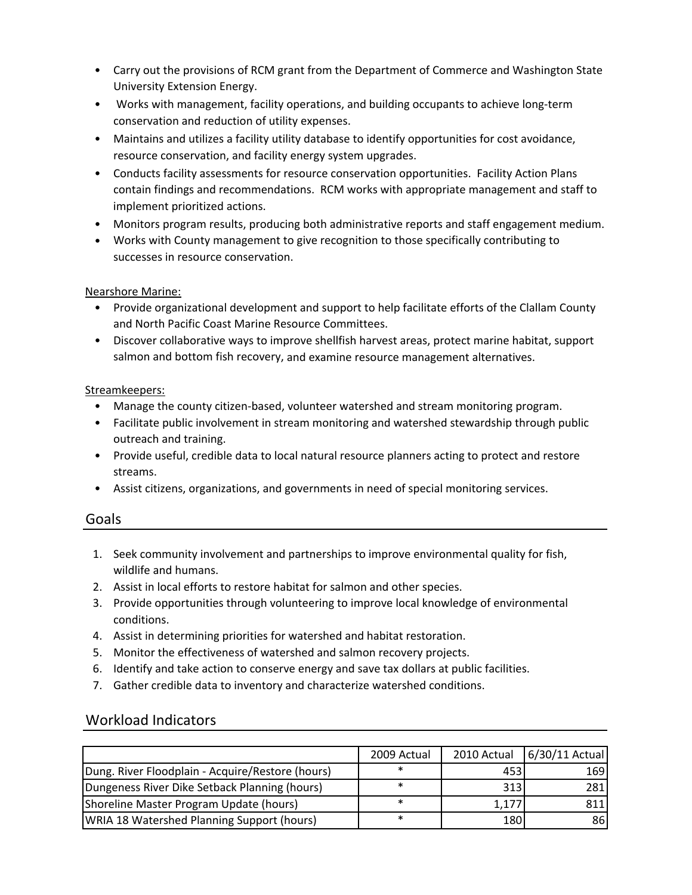- Carry out the provisions of RCM grant from the Department of Commerce and Washington State University Extension Energy.
- Works with management, facility operations, and building occupants to achieve long-term conservation and reduction of utility expenses.
- Maintains and utilizes a facility utility database to identify opportunities for cost avoidance, resource conservation, and facility energy system upgrades.
- Conducts facility assessments for resource conservation opportunities. Facility Action Plans contain findings and recommendations. RCM works with appropriate management and staff to implement prioritized actions.
- Monitors program results, producing both administrative reports and staff engagement medium.
- Works with County management to give recognition to those specifically contributing to successes in resource conservation.

<u>Nearshore Marine:</u>

- Provide organizational development and support to help facilitate efforts of the Clallam County and North Pacific Coast Marine Resource Committees.
- Discover collaborative ways to improve shellfish harvest areas, protect marine habitat, support salmon and bottom fish recovery, and examine resource management alternatives.

<u>Streamkeepers:</u>

- Manage the county citizen-based, volunteer watershed and stream monitoring program.
- Facilitate public involvement in stream monitoring and watershed stewardship through public outreach and training.
- Provide useful, credible data to local natural resource planners acting to protect and restore streams.
- Assist citizens, organizations, and governments in need of special monitoring services.

## Goals

1. Seek community involvement and partnerships to improve environmental quality for fish, wildlife and humans.
2. Assist in local efforts to restore habitat for salmon and other species.
3. Provide opportunities through volunteering to improve local knowledge of environmental conditions.
4. Assist in determining priorities for watershed and habitat restoration.
5. Monitor the effectiveness of watershed and salmon recovery projects.
6. Identify and take action to conserve energy and save tax dollars at public facilities.
7. Gather credible data to inventory and characterize watershed conditions.

## Workload Indicators

| | 2009 Actual | 2010 Actual | 6/30/11 Actual |
|---|---|---|---|
| Dung. River Floodplain - Acquire/Restore (hours) | * | 453 | 169 |
| Dungeness River Dike Setback Planning (hours) | * | 313 | 281 |
| Shoreline Master Program Update (hours) | * | 1,177 | 811 |
| WRIA 18 Watershed Planning Support (hours) | * | 180 | 86 |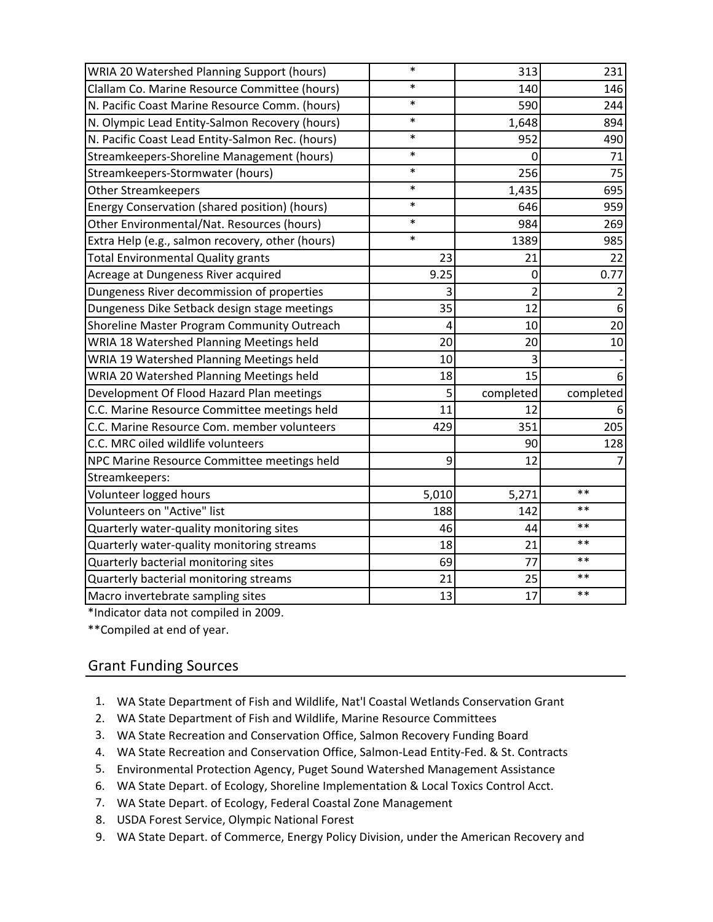| | | | |
|---|---|---|---|
| WRIA 20 Watershed Planning Support (hours) | * | 313 | 231 |
| Clallam Co. Marine Resource Committee (hours) | * | 140 | 146 |
| N. Pacific Coast Marine Resource Comm. (hours) | * | 590 | 244 |
| N. Olympic Lead Entity-Salmon Recovery (hours) | * | 1,648 | 894 |
| N. Pacific Coast Lead Entity-Salmon Rec. (hours) | * | 952 | 490 |
| Streamkeepers-Shoreline Management (hours) | * | 0 | 71 |
| Streamkeepers-Stormwater (hours) | * | 256 | 75 |
| Other Streamkeepers | * | 1,435 | 695 |
| Energy Conservation (shared position) (hours) | * | 646 | 959 |
| Other Environmental/Nat. Resources (hours) | * | 984 | 269 |
| Extra Help (e.g., salmon recovery, other (hours) | * | 1389 | 985 |
| Total Environmental Quality grants | 23 | 21 | 22 |
| Acreage at Dungeness River acquired | 9.25 | 0 | 0.77 |
| Dungeness River decommission of properties | 3 | 2 | 2 |
| Dungeness Dike Setback design stage meetings | 35 | 12 | 6 |
| Shoreline Master Program Community Outreach | 4 | 10 | 20 |
| WRIA 18 Watershed Planning Meetings held | 20 | 20 | 10 |
| WRIA 19 Watershed Planning Meetings held | 10 | 3 | - |
| WRIA 20 Watershed Planning Meetings held | 18 | 15 | 6 |
| Development Of Flood Hazard Plan meetings | 5 | completed | completed |
| C.C. Marine Resource Committee meetings held | 11 | 12 | 6 |
| C.C. Marine Resource Com. member volunteers | 429 | 351 | 205 |
| C.C. MRC oiled wildlife volunteers | | 90 | 128 |
| NPC Marine Resource Committee meetings held | 9 | 12 | 7 |
| Streamkeepers: | | | |
| Volunteer logged hours | 5,010 | 5,271 | ** |
| Volunteers on "Active" list | 188 | 142 | ** |
| Quarterly water-quality monitoring sites | 46 | 44 | ** |
| Quarterly water-quality monitoring streams | 18 | 21 | ** |
| Quarterly bacterial monitoring sites | 69 | 77 | ** |
| Quarterly bacterial monitoring streams | 21 | 25 | ** |
| Macro invertebrate sampling sites | 13 | 17 | ** |

*Indicator data not compiled in 2009.

**Compiled at end of year.

## Grant Funding Sources

1. WA State Department of Fish and Wildlife, Nat'l Coastal Wetlands Conservation Grant
2. WA State Department of Fish and Wildlife, Marine Resource Committees
3. WA State Recreation and Conservation Office, Salmon Recovery Funding Board
4. WA State Recreation and Conservation Office, Salmon-Lead Entity-Fed. & St. Contracts
5. Environmental Protection Agency, Puget Sound Watershed Management Assistance
6. WA State Depart. of Ecology, Shoreline Implementation & Local Toxics Control Acct.
7. WA State Depart. of Ecology, Federal Coastal Zone Management
8. USDA Forest Service, Olympic National Forest
9. WA State Depart. of Commerce, Energy Policy Division, under the American Recovery and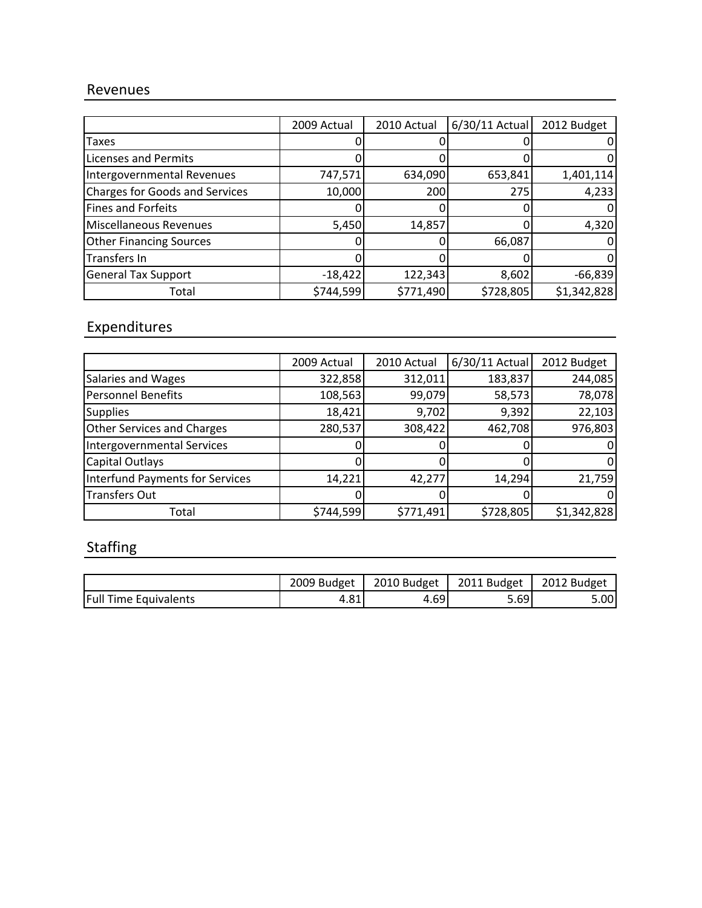## Revenues

| | 2009 Actual | 2010 Actual | 6/30/11 Actual | 2012 Budget |
|---|---|---|---|---|
| Taxes | 0 | 0 | 0 | 0 |
| Licenses and Permits | 0 | 0 | 0 | 0 |
| Intergovernmental Revenues | 747,571 | 634,090 | 653,841 | 1,401,114 |
| Charges for Goods and Services | 10,000 | 200 | 275 | 4,233 |
| Fines and Forfeits | 0 | 0 | 0 | 0 |
| Miscellaneous Revenues | 5,450 | 14,857 | 0 | 4,320 |
| Other Financing Sources | 0 | 0 | 66,087 | 0 |
| Transfers In | 0 | 0 | 0 | 0 |
| General Tax Support | -18,422 | 122,343 | 8,602 | -66,839 |
| Total | $744,599 | $771,490 | $728,805 | $1,342,828 |

## Expenditures

| | 2009 Actual | 2010 Actual | 6/30/11 Actual | 2012 Budget |
|---|---|---|---|---|
| Salaries and Wages | 322,858 | 312,011 | 183,837 | 244,085 |
| Personnel Benefits | 108,563 | 99,079 | 58,573 | 78,078 |
| Supplies | 18,421 | 9,702 | 9,392 | 22,103 |
| Other Services and Charges | 280,537 | 308,422 | 462,708 | 976,803 |
| Intergovernmental Services | 0 | 0 | 0 | 0 |
| Capital Outlays | 0 | 0 | 0 | 0 |
| Interfund Payments for Services | 14,221 | 42,277 | 14,294 | 21,759 |
| Transfers Out | 0 | 0 | 0 | 0 |
| Total | $744,599 | $771,491 | $728,805 | $1,342,828 |

## Staffing

| | 2009 Budget | 2010 Budget | 2011 Budget | 2012 Budget |
|---|---|---|---|---|
| Full Time Equivalents | 4.81 | 4.69 | 5.69 | 5.00 |